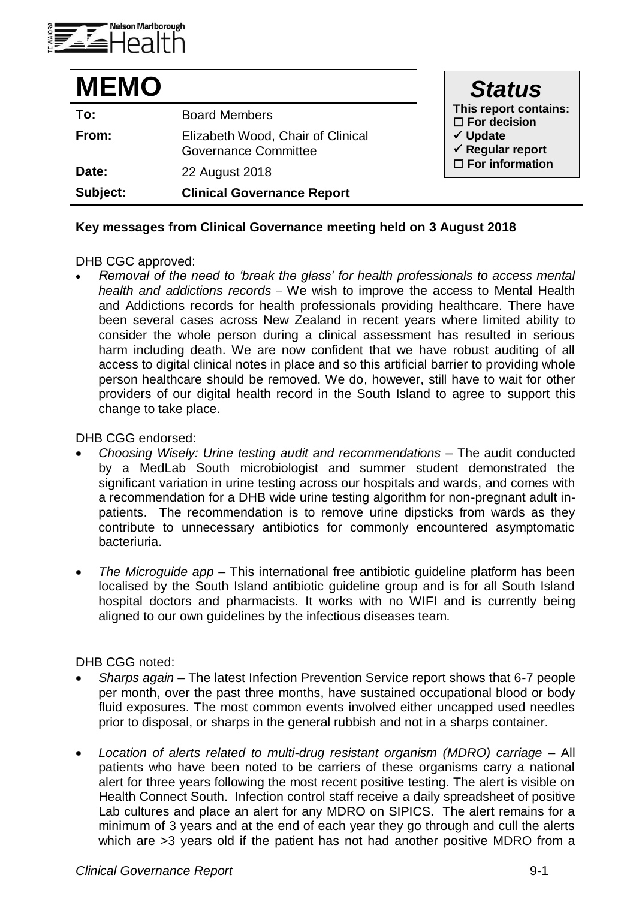Nelson Marlborough Health

# MEMO

| | |
|---|---|
| **To:** | Board Members |
| **From:** | Elizabeth Wood, Chair of Clinical Governance Committee |
| **Date:** | 22 August 2018 |
| **Subject:** | **Clinical Governance Report** |

## *Status*

**This report contains:**
- ☐ **For decision**
- ✓ **Update**
- ✓ **Regular report**
- ☐ **For information**

**Key messages from Clinical Governance meeting held on 3 August 2018**

DHB CGC approved:

- *Removal of the need to 'break the glass' for health professionals to access mental health and addictions records* – We wish to improve the access to Mental Health and Addictions records for health professionals providing healthcare. There have been several cases across New Zealand in recent years where limited ability to consider the whole person during a clinical assessment has resulted in serious harm including death. We are now confident that we have robust auditing of all access to digital clinical notes in place and so this artificial barrier to providing whole person healthcare should be removed. We do, however, still have to wait for other providers of our digital health record in the South Island to agree to support this change to take place.

DHB CGG endorsed:

- *Choosing Wisely: Urine testing audit and recommendations* – The audit conducted by a MedLab South microbiologist and summer student demonstrated the significant variation in urine testing across our hospitals and wards, and comes with a recommendation for a DHB wide urine testing algorithm for non-pregnant adult in-patients. The recommendation is to remove urine dipsticks from wards as they contribute to unnecessary antibiotics for commonly encountered asymptomatic bacteriuria.

- *The Microguide app* – This international free antibiotic guideline platform has been localised by the South Island antibiotic guideline group and is for all South Island hospital doctors and pharmacists. It works with no WIFI and is currently being aligned to our own guidelines by the infectious diseases team.

DHB CGG noted:

- *Sharps again* – The latest Infection Prevention Service report shows that 6-7 people per month, over the past three months, have sustained occupational blood or body fluid exposures. The most common events involved either uncapped used needles prior to disposal, or sharps in the general rubbish and not in a sharps container.

- *Location of alerts related to multi-drug resistant organism (MDRO) carriage* – All patients who have been noted to be carriers of these organisms carry a national alert for three years following the most recent positive testing. The alert is visible on Health Connect South. Infection control staff receive a daily spreadsheet of positive Lab cultures and place an alert for any MDRO on SIPICS. The alert remains for a minimum of 3 years and at the end of each year they go through and cull the alerts which are >3 years old if the patient has not had another positive MDRO from a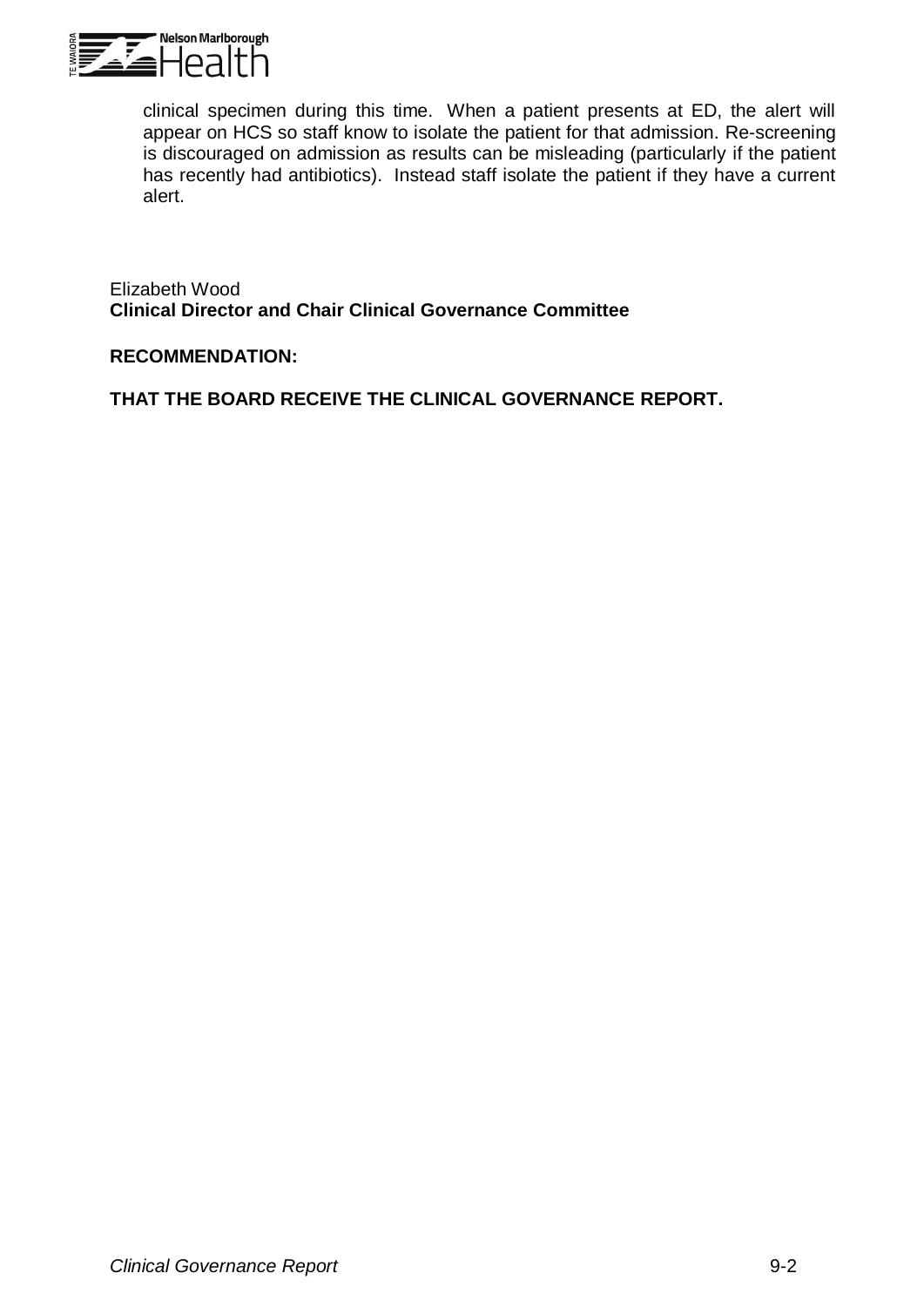clinical specimen during this time. When a patient presents at ED, the alert will appear on HCS so staff know to isolate the patient for that admission. Re-screening is discouraged on admission as results can be misleading (particularly if the patient has recently had antibiotics). Instead staff isolate the patient if they have a current alert.

Elizabeth Wood
**Clinical Director and Chair Clinical Governance Committee**

**RECOMMENDATION:**

**THAT THE BOARD RECEIVE THE CLINICAL GOVERNANCE REPORT.**